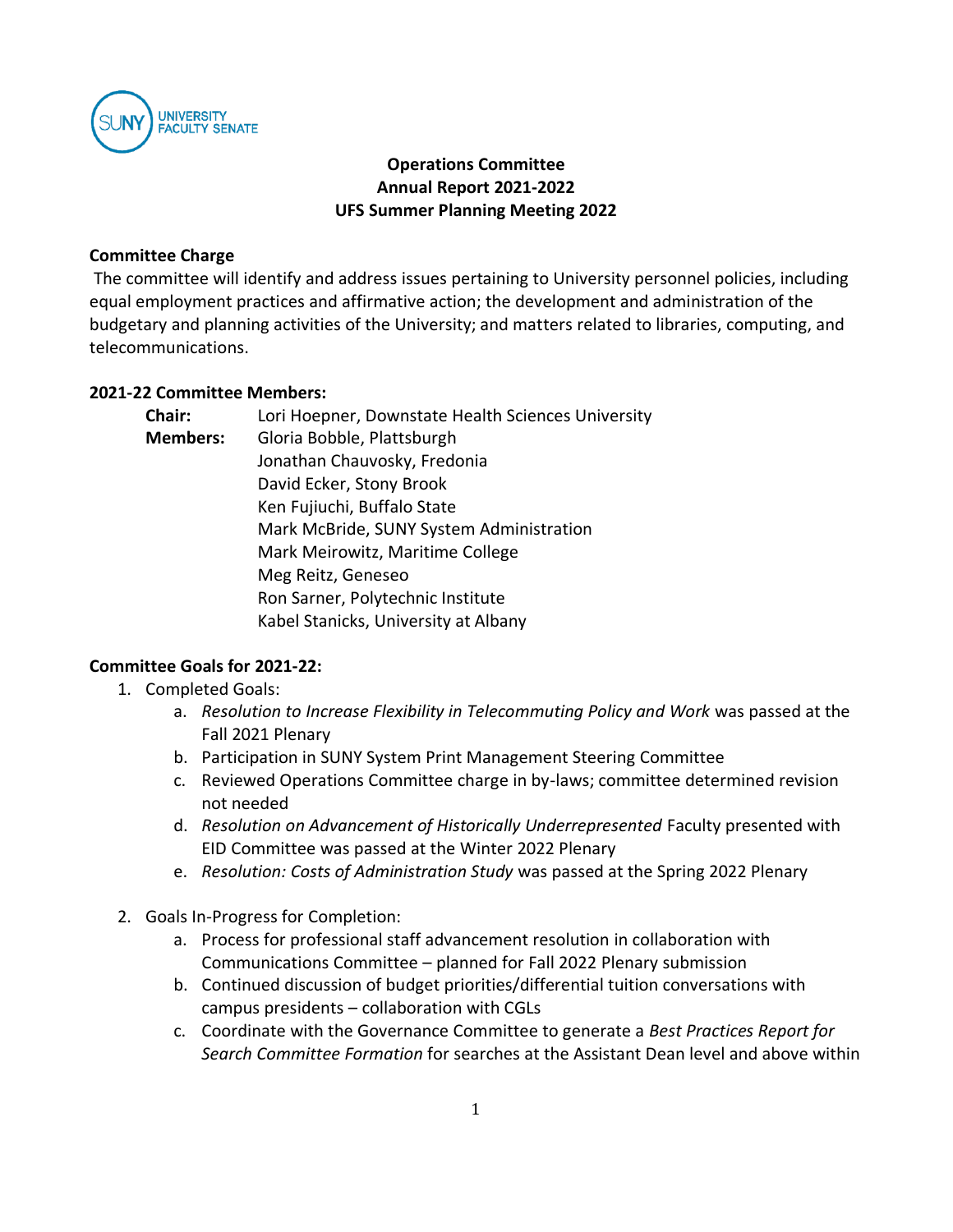SUNY UNIVERSITY FACULTY SENATE

**Operations Committee**
**Annual Report 2021-2022**
**UFS Summer Planning Meeting 2022**

**Committee Charge**

The committee will identify and address issues pertaining to University personnel policies, including equal employment practices and affirmative action; the development and administration of the budgetary and planning activities of the University; and matters related to libraries, computing, and telecommunications.

**2021-22 Committee Members:**

**Chair:** Lori Hoepner, Downstate Health Sciences University

**Members:**
Gloria Bobble, Plattsburgh
Jonathan Chauvosky, Fredonia
David Ecker, Stony Brook
Ken Fujiuchi, Buffalo State
Mark McBride, SUNY System Administration
Mark Meirowitz, Maritime College
Meg Reitz, Geneseo
Ron Sarner, Polytechnic Institute
Kabel Stanicks, University at Albany

**Committee Goals for 2021-22:**

1. Completed Goals:
   a. *Resolution to Increase Flexibility in Telecommuting Policy and Work* was passed at the Fall 2021 Plenary
   b. Participation in SUNY System Print Management Steering Committee
   c. Reviewed Operations Committee charge in by-laws; committee determined revision not needed
   d. *Resolution on Advancement of Historically Underrepresented* Faculty presented with EID Committee was passed at the Winter 2022 Plenary
   e. *Resolution: Costs of Administration Study* was passed at the Spring 2022 Plenary

2. Goals In-Progress for Completion:
   a. Process for professional staff advancement resolution in collaboration with Communications Committee – planned for Fall 2022 Plenary submission
   b. Continued discussion of budget priorities/differential tuition conversations with campus presidents – collaboration with CGLs
   c. Coordinate with the Governance Committee to generate a *Best Practices Report for Search Committee Formation* for searches at the Assistant Dean level and above within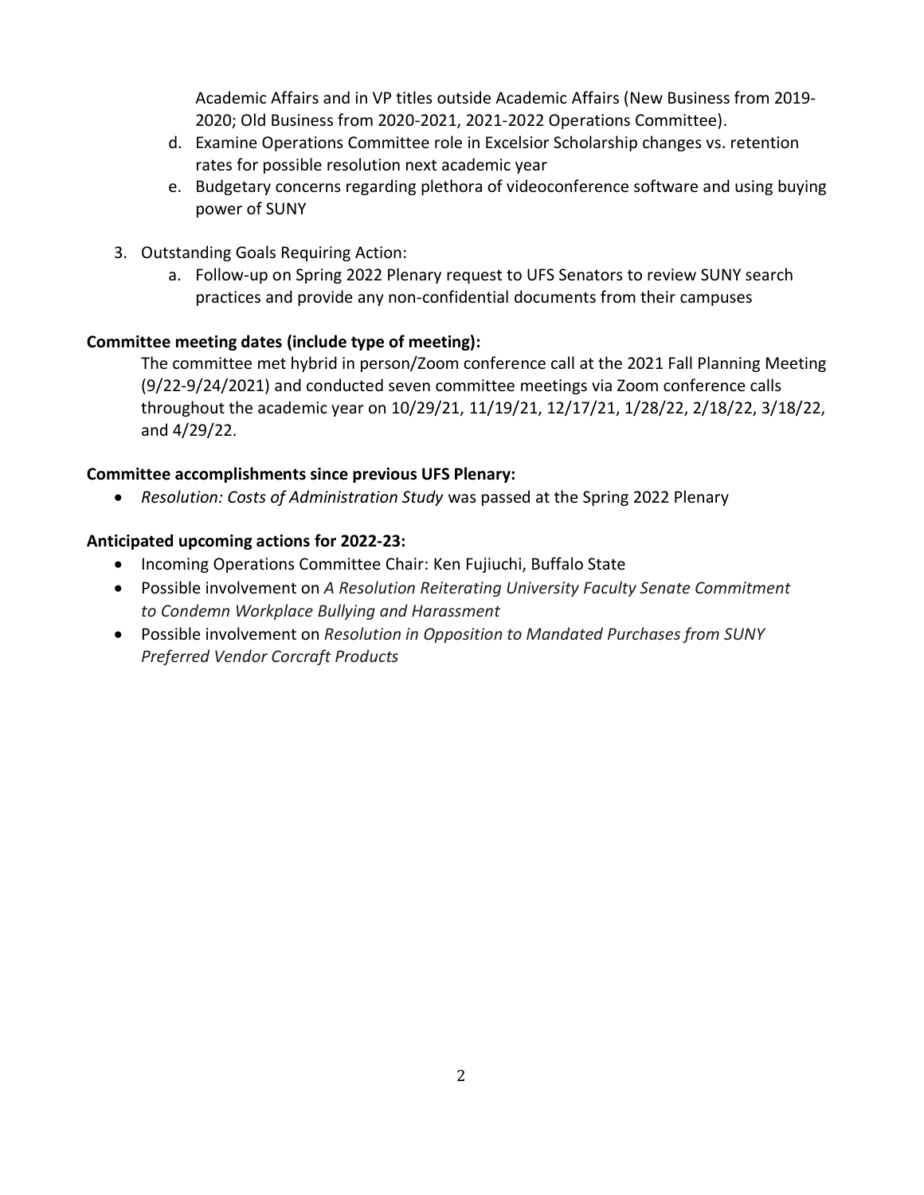Academic Affairs and in VP titles outside Academic Affairs (New Business from 2019-2020; Old Business from 2020-2021, 2021-2022 Operations Committee).

   d. Examine Operations Committee role in Excelsior Scholarship changes vs. retention rates for possible resolution next academic year
   e. Budgetary concerns regarding plethora of videoconference software and using buying power of SUNY

3. Outstanding Goals Requiring Action:
   a. Follow-up on Spring 2022 Plenary request to UFS Senators to review SUNY search practices and provide any non-confidential documents from their campuses

**Committee meeting dates (include type of meeting):**

The committee met hybrid in person/Zoom conference call at the 2021 Fall Planning Meeting (9/22-9/24/2021) and conducted seven committee meetings via Zoom conference calls throughout the academic year on 10/29/21, 11/19/21, 12/17/21, 1/28/22, 2/18/22, 3/18/22, and 4/29/22.

**Committee accomplishments since previous UFS Plenary:**

- *Resolution: Costs of Administration Study* was passed at the Spring 2022 Plenary

**Anticipated upcoming actions for 2022-23:**

- Incoming Operations Committee Chair: Ken Fujiuchi, Buffalo State
- Possible involvement on *A Resolution Reiterating University Faculty Senate Commitment to Condemn Workplace Bullying and Harassment*
- Possible involvement on *Resolution in Opposition to Mandated Purchases from SUNY Preferred Vendor Corcraft Products*